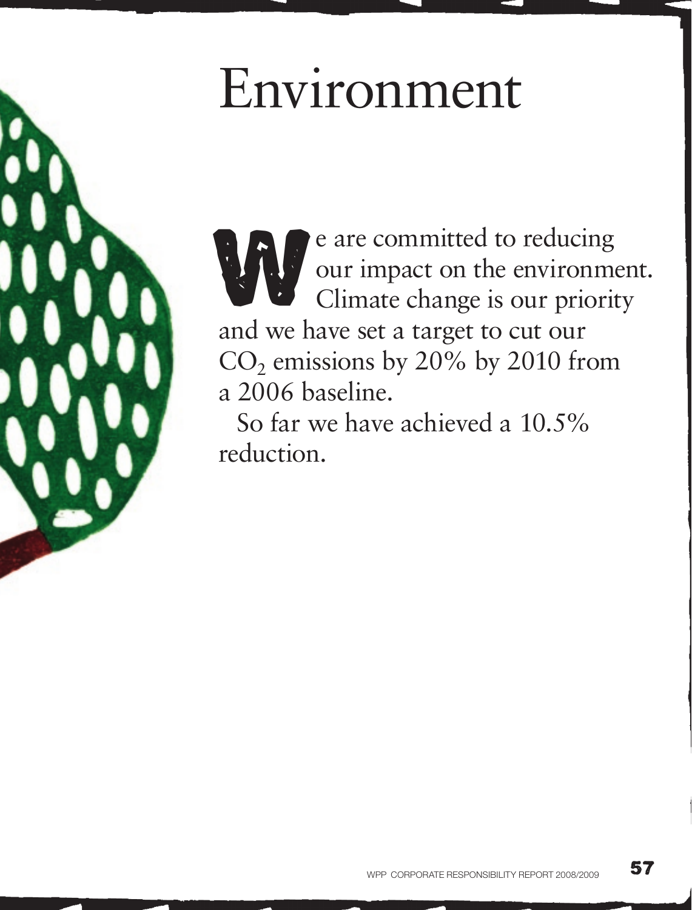# Environment

We are committed to reducing our impact on the environment. Climate change is our priority and we have set a target to cut our $CO_2$ emissions by 20% by 2010 from a 2006 baseline.

So far we have achieved a 10.5% reduction.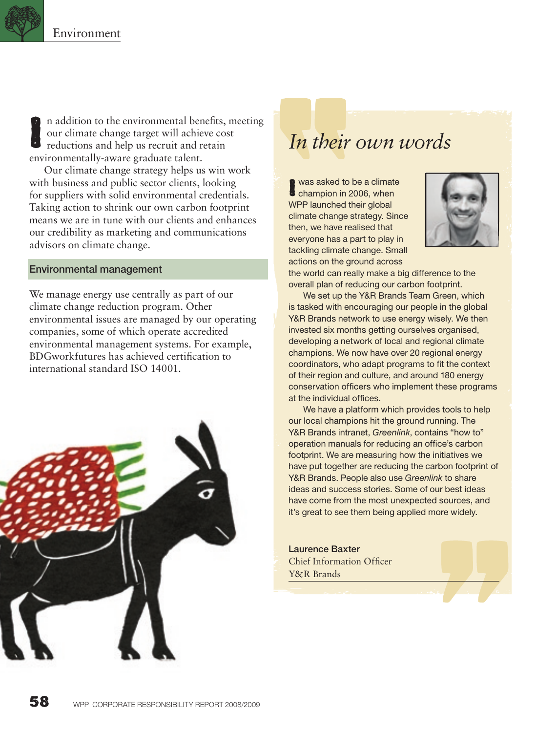In addition to the environmental benefits, meeting our climate change target will achieve cost reductions and help us recruit and retain environmentally-aware graduate talent.

Our climate change strategy helps us win work with business and public sector clients, looking for suppliers with solid environmental credentials. Taking action to shrink our own carbon footprint means we are in tune with our clients and enhances our credibility as marketing and communications advisors on climate change.

## Environmental management

We manage energy use centrally as part of our climate change reduction program. Other environmental issues are managed by our operating companies, some of which operate accredited environmental management systems. For example, BDGworkfutures has achieved certification to international standard ISO 14001.

## *In their own words*

I was asked to be a climate champion in 2006, when WPP launched their global climate change strategy. Since then, we have realised that everyone has a part to play in tackling climate change. Small actions on the ground across the world can really make a big difference to the overall plan of reducing our carbon footprint.

We set up the Y&R Brands Team Green, which is tasked with encouraging our people in the global Y&R Brands network to use energy wisely. We then invested six months getting ourselves organised, developing a network of local and regional climate champions. We now have over 20 regional energy coordinators, who adapt programs to fit the context of their region and culture, and around 180 energy conservation officers who implement these programs at the individual offices.

We have a platform which provides tools to help our local champions hit the ground running. The Y&R Brands intranet, *Greenlink*, contains "how to" operation manuals for reducing an office's carbon footprint. We are measuring how the initiatives we have put together are reducing the carbon footprint of Y&R Brands. People also use *Greenlink* to share ideas and success stories. Some of our best ideas have come from the most unexpected sources, and it's great to see them being applied more widely.

**Laurence Baxter**
Chief Information Officer
Y&R Brands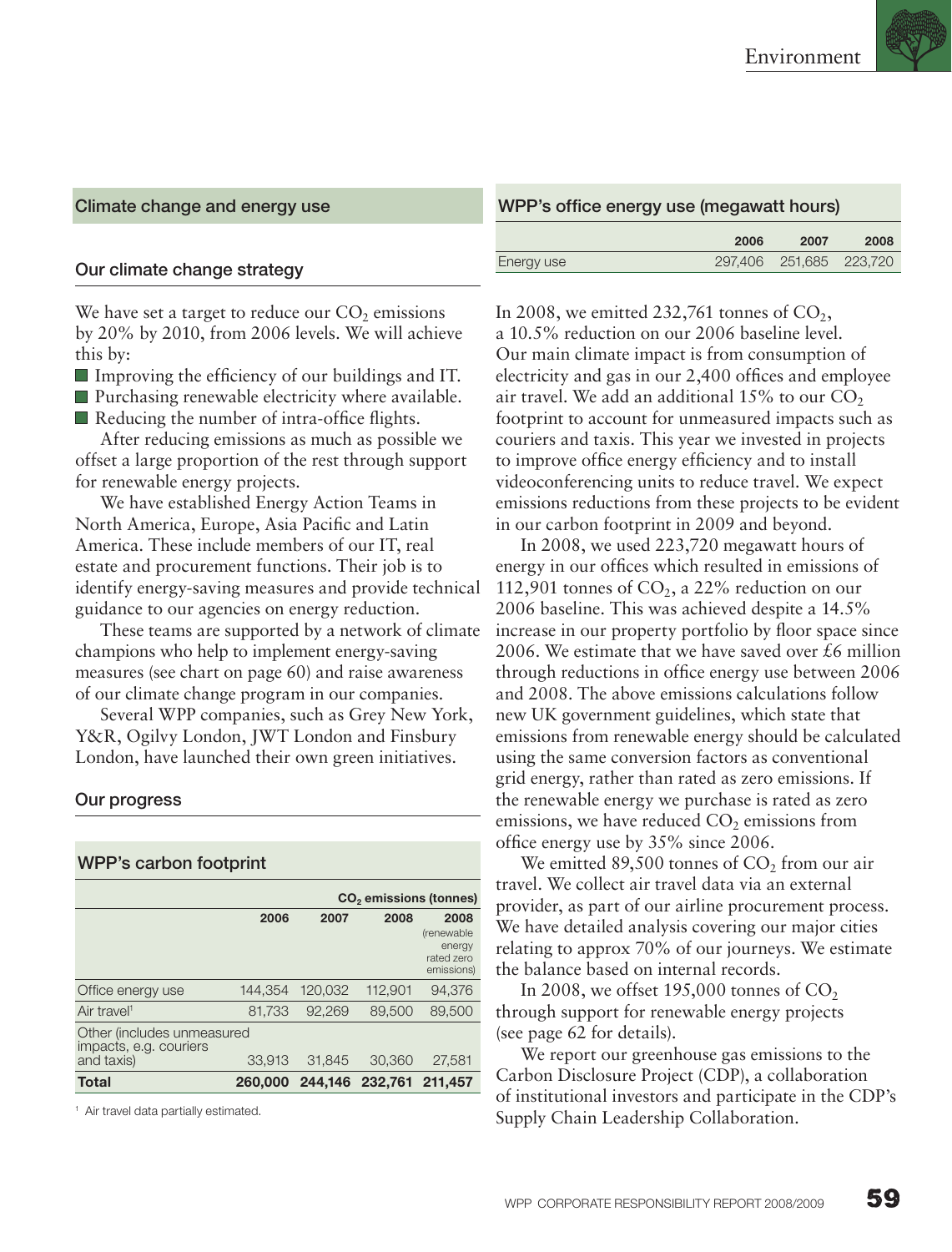## Climate change and energy use

### Our climate change strategy

We have set a target to reduce our $CO_2$ emissions by 20% by 2010, from 2006 levels. We will achieve this by:

- Improving the efficiency of our buildings and IT.
- Purchasing renewable electricity where available.
- Reducing the number of intra-office flights.

After reducing emissions as much as possible we offset a large proportion of the rest through support for renewable energy projects.

We have established Energy Action Teams in North America, Europe, Asia Pacific and Latin America. These include members of our IT, real estate and procurement functions. Their job is to identify energy-saving measures and provide technical guidance to our agencies on energy reduction.

These teams are supported by a network of climate champions who help to implement energy-saving measures (see chart on page 60) and raise awareness of our climate change program in our companies.

Several WPP companies, such as Grey New York, Y&R, Ogilvy London, JWT London and Finsbury London, have launched their own green initiatives.

### Our progress

#### WPP's carbon footprint

| | $CO_2$ emissions (tonnes) | | | |
|---|---|---|---|---|
| | 2006 | 2007 | 2008 | 2008 (renewable energy rated zero emissions) |
| Office energy use | 144,354 | 120,032 | 112,901 | 94,376 |
| Air travel[1] | 81,733 | 92,269 | 89,500 | 89,500 |
| Other (includes unmeasured impacts, e.g. couriers and taxis) | 33,913 | 31,845 | 30,360 | 27,581 |
| **Total** | **260,000** | **244,146** | **232,761** | **211,457** |

[1] Air travel data partially estimated.

#### WPP's office energy use (megawatt hours)

| | 2006 | 2007 | 2008 |
|---|---|---|---|
| Energy use | 297,406 | 251,685 | 223,720 |

In 2008, we emitted 232,761 tonnes of $CO_2$, a 10.5% reduction on our 2006 baseline level. Our main climate impact is from consumption of electricity and gas in our 2,400 offices and employee air travel. We add an additional 15% to our $CO_2$ footprint to account for unmeasured impacts such as couriers and taxis. This year we invested in projects to improve office energy efficiency and to install videoconferencing units to reduce travel. We expect emissions reductions from these projects to be evident in our carbon footprint in 2009 and beyond.

In 2008, we used 223,720 megawatt hours of energy in our offices which resulted in emissions of 112,901 tonnes of $CO_2$, a 22% reduction on our 2006 baseline. This was achieved despite a 14.5% increase in our property portfolio by floor space since 2006. We estimate that we have saved over £6 million through reductions in office energy use between 2006 and 2008. The above emissions calculations follow new UK government guidelines, which state that emissions from renewable energy should be calculated using the same conversion factors as conventional grid energy, rather than rated as zero emissions. If the renewable energy we purchase is rated as zero emissions, we have reduced $CO_2$ emissions from office energy use by 35% since 2006.

We emitted 89,500 tonnes of $CO_2$ from our air travel. We collect air travel data via an external provider, as part of our airline procurement process. We have detailed analysis covering our major cities relating to approx 70% of our journeys. We estimate the balance based on internal records.

In 2008, we offset 195,000 tonnes of $CO_2$ through support for renewable energy projects (see page 62 for details).

We report our greenhouse gas emissions to the Carbon Disclosure Project (CDP), a collaboration of institutional investors and participate in the CDP's Supply Chain Leadership Collaboration.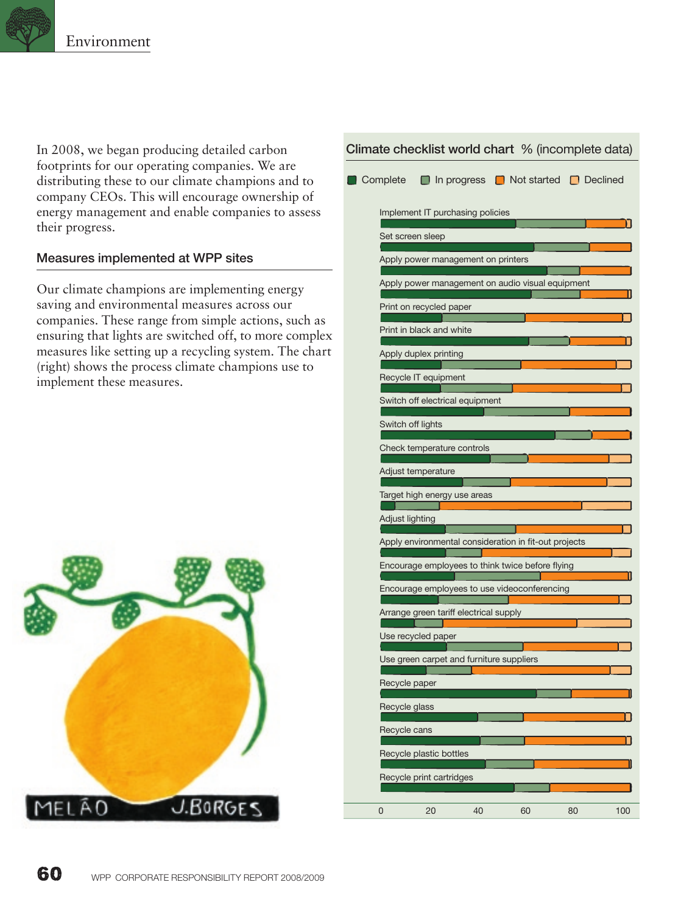# Environment

In 2008, we began producing detailed carbon footprints for our operating companies. We are distributing these to our climate champions and to company CEOs. This will encourage ownership of energy management and enable companies to assess their progress.

## Measures implemented at WPP sites

Our climate champions are implementing energy saving and environmental measures across our companies. These range from simple actions, such as ensuring that lights are switched off, to more complex measures like setting up a recycling system. The chart (right) shows the process climate champions use to implement these measures.

**Climate checklist world chart** % (incomplete data)

Complete | In progress | Not started | Declined

- Implement IT purchasing policies
- Set screen sleep
- Apply power management on printers
- Apply power management on audio visual equipment
- Print on recycled paper
- Print in black and white
- Apply duplex printing
- Recycle IT equipment
- Switch off electrical equipment
- Switch off lights
- Check temperature controls
- Adjust temperature
- Target high energy use areas
- Adjust lighting
- Apply environmental consideration in fit-out projects
- Encourage employees to think twice before flying
- Encourage employees to use videoconferencing
- Arrange green tariff electrical supply
- Use recycled paper
- Use green carpet and furniture suppliers
- Recycle paper
- Recycle glass
- Recycle cans
- Recycle plastic bottles
- Recycle print cartridges

0 20 40 60 80 100

MELÃO J.BORGES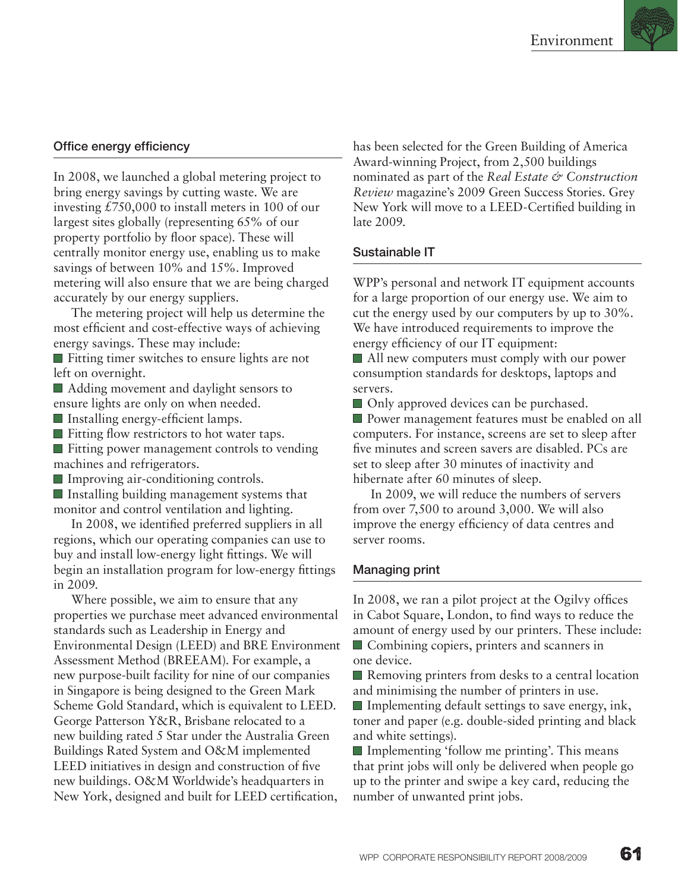## Office energy efficiency

In 2008, we launched a global metering project to bring energy savings by cutting waste. We are investing £750,000 to install meters in 100 of our largest sites globally (representing 65% of our property portfolio by floor space). These will centrally monitor energy use, enabling us to make savings of between 10% and 15%. Improved metering will also ensure that we are being charged accurately by our energy suppliers.

The metering project will help us determine the most efficient and cost-effective ways of achieving energy savings. These may include:

- Fitting timer switches to ensure lights are not left on overnight.
- Adding movement and daylight sensors to ensure lights are only on when needed.
- Installing energy-efficient lamps.
- Fitting flow restrictors to hot water taps.
- Fitting power management controls to vending machines and refrigerators.
- Improving air-conditioning controls.
- Installing building management systems that monitor and control ventilation and lighting.

In 2008, we identified preferred suppliers in all regions, which our operating companies can use to buy and install low-energy light fittings. We will begin an installation program for low-energy fittings in 2009.

Where possible, we aim to ensure that any properties we purchase meet advanced environmental standards such as Leadership in Energy and Environmental Design (LEED) and BRE Environment Assessment Method (BREEAM). For example, a new purpose-built facility for nine of our companies in Singapore is being designed to the Green Mark Scheme Gold Standard, which is equivalent to LEED. George Patterson Y&R, Brisbane relocated to a new building rated 5 Star under the Australia Green Buildings Rated System and O&M implemented LEED initiatives in design and construction of five new buildings. O&M Worldwide's headquarters in New York, designed and built for LEED certification, has been selected for the Green Building of America Award-winning Project, from 2,500 buildings nominated as part of the *Real Estate & Construction Review* magazine's 2009 Green Success Stories. Grey New York will move to a LEED-Certified building in late 2009.

## Sustainable IT

WPP's personal and network IT equipment accounts for a large proportion of our energy use. We aim to cut the energy used by our computers by up to 30%. We have introduced requirements to improve the energy efficiency of our IT equipment:

- All new computers must comply with our power consumption standards for desktops, laptops and servers.
- Only approved devices can be purchased.
- Power management features must be enabled on all computers. For instance, screens are set to sleep after five minutes and screen savers are disabled. PCs are set to sleep after 30 minutes of inactivity and hibernate after 60 minutes of sleep.

In 2009, we will reduce the numbers of servers from over 7,500 to around 3,000. We will also improve the energy efficiency of data centres and server rooms.

## Managing print

In 2008, we ran a pilot project at the Ogilvy offices in Cabot Square, London, to find ways to reduce the amount of energy used by our printers. These include:

- Combining copiers, printers and scanners in one device.
- Removing printers from desks to a central location and minimising the number of printers in use.
- Implementing default settings to save energy, ink, toner and paper (e.g. double-sided printing and black and white settings).
- Implementing 'follow me printing'. This means that print jobs will only be delivered when people go up to the printer and swipe a key card, reducing the number of unwanted print jobs.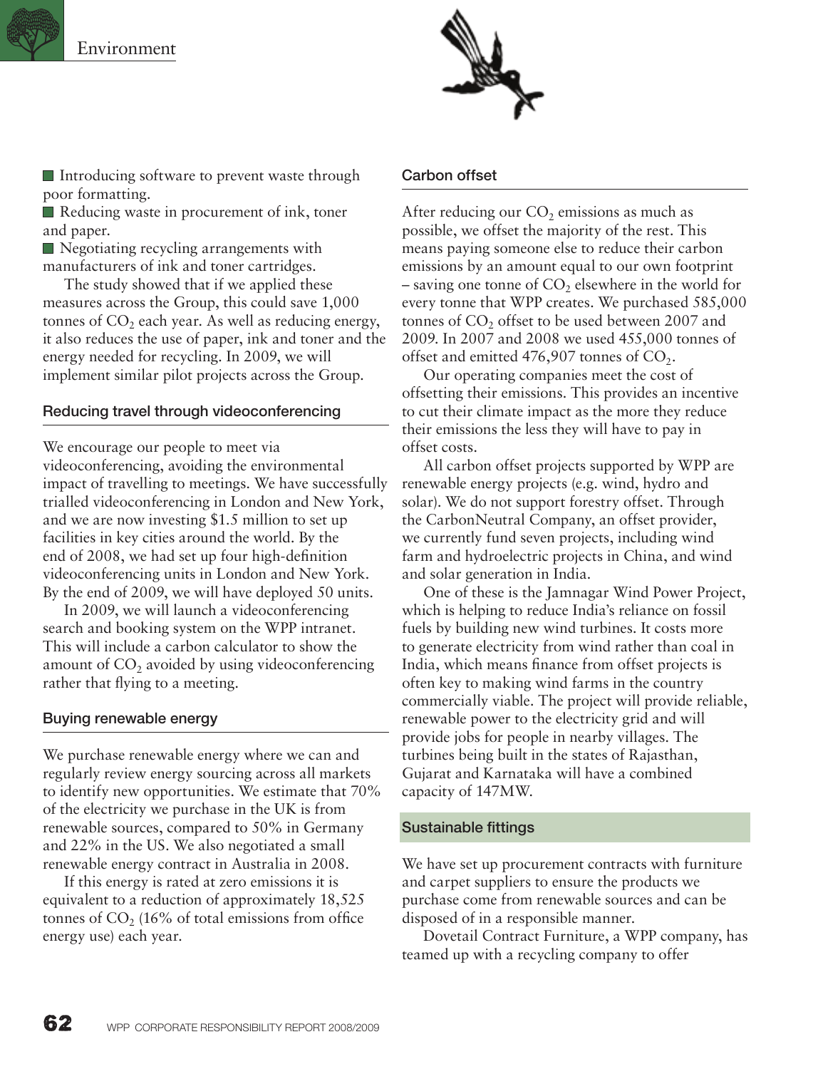- Introducing software to prevent waste through poor formatting.
- Reducing waste in procurement of ink, toner and paper.
- Negotiating recycling arrangements with manufacturers of ink and toner cartridges.

The study showed that if we applied these measures across the Group, this could save 1,000 tonnes of $CO_2$ each year. As well as reducing energy, it also reduces the use of paper, ink and toner and the energy needed for recycling. In 2009, we will implement similar pilot projects across the Group.

### Reducing travel through videoconferencing

We encourage our people to meet via videoconferencing, avoiding the environmental impact of travelling to meetings. We have successfully trialled videoconferencing in London and New York, and we are now investing $1.5 million to set up facilities in key cities around the world. By the end of 2008, we had set up four high-definition videoconferencing units in London and New York. By the end of 2009, we will have deployed 50 units.

In 2009, we will launch a videoconferencing search and booking system on the WPP intranet. This will include a carbon calculator to show the amount of $CO_2$ avoided by using videoconferencing rather that flying to a meeting.

### Buying renewable energy

We purchase renewable energy where we can and regularly review energy sourcing across all markets to identify new opportunities. We estimate that 70% of the electricity we purchase in the UK is from renewable sources, compared to 50% in Germany and 22% in the US. We also negotiated a small renewable energy contract in Australia in 2008.

If this energy is rated at zero emissions it is equivalent to a reduction of approximately 18,525 tonnes of $CO_2$ (16% of total emissions from office energy use) each year.

### Carbon offset

After reducing our $CO_2$ emissions as much as possible, we offset the majority of the rest. This means paying someone else to reduce their carbon emissions by an amount equal to our own footprint – saving one tonne of $CO_2$ elsewhere in the world for every tonne that WPP creates. We purchased 585,000 tonnes of $CO_2$ offset to be used between 2007 and 2009. In 2007 and 2008 we used 455,000 tonnes of offset and emitted 476,907 tonnes of $CO_2$.

Our operating companies meet the cost of offsetting their emissions. This provides an incentive to cut their climate impact as the more they reduce their emissions the less they will have to pay in offset costs.

All carbon offset projects supported by WPP are renewable energy projects (e.g. wind, hydro and solar). We do not support forestry offset. Through the CarbonNeutral Company, an offset provider, we currently fund seven projects, including wind farm and hydroelectric projects in China, and wind and solar generation in India.

One of these is the Jamnagar Wind Power Project, which is helping to reduce India's reliance on fossil fuels by building new wind turbines. It costs more to generate electricity from wind rather than coal in India, which means finance from offset projects is often key to making wind farms in the country commercially viable. The project will provide reliable, renewable power to the electricity grid and will provide jobs for people in nearby villages. The turbines being built in the states of Rajasthan, Gujarat and Karnataka will have a combined capacity of 147MW.

### Sustainable fittings

We have set up procurement contracts with furniture and carpet suppliers to ensure the products we purchase come from renewable sources and can be disposed of in a responsible manner.

Dovetail Contract Furniture, a WPP company, has teamed up with a recycling company to offer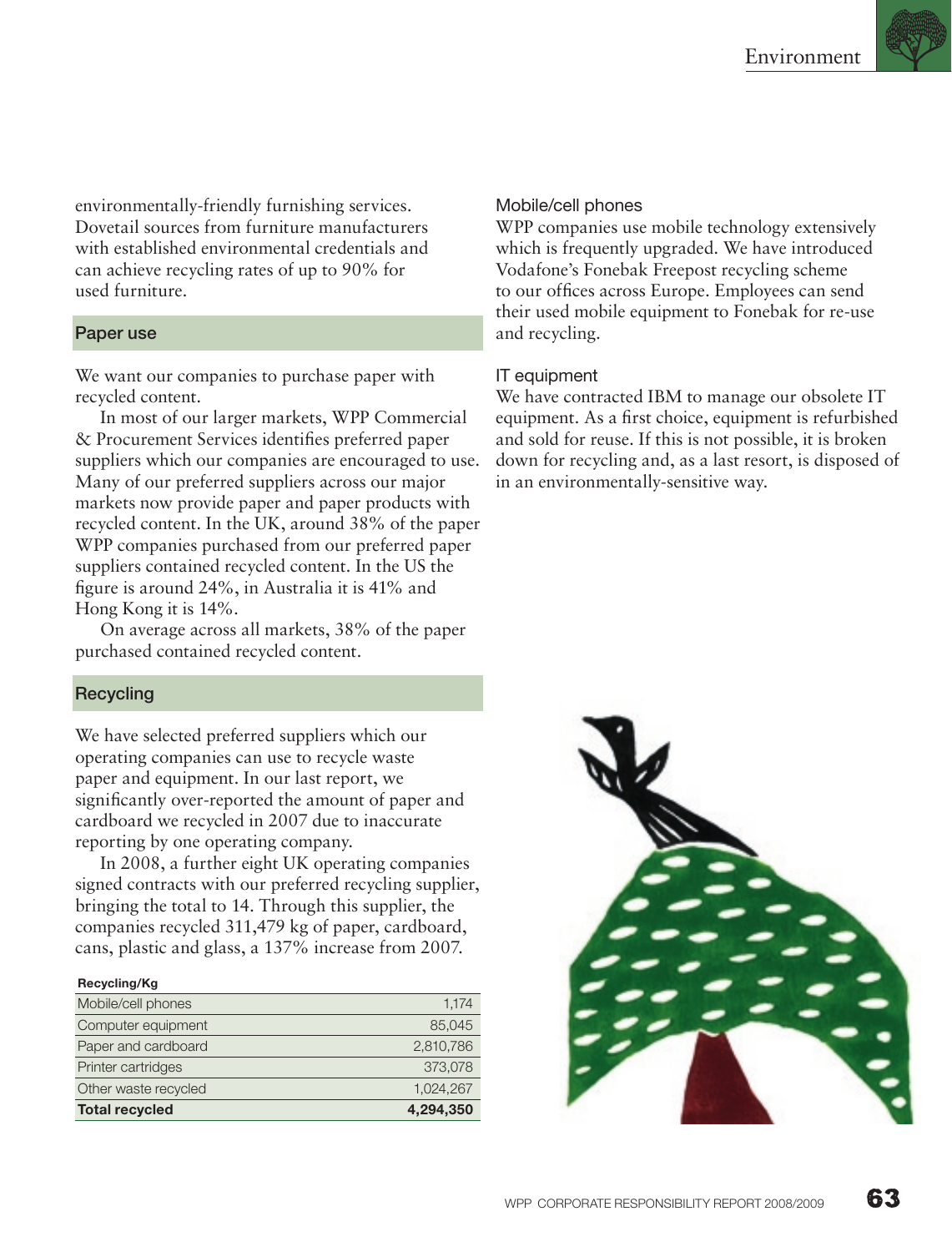environmentally-friendly furnishing services. Dovetail sources from furniture manufacturers with established environmental credentials and can achieve recycling rates of up to 90% for used furniture.

## Paper use

We want our companies to purchase paper with recycled content.

In most of our larger markets, WPP Commercial & Procurement Services identifies preferred paper suppliers which our companies are encouraged to use. Many of our preferred suppliers across our major markets now provide paper and paper products with recycled content. In the UK, around 38% of the paper WPP companies purchased from our preferred paper suppliers contained recycled content. In the US the figure is around 24%, in Australia it is 41% and Hong Kong it is 14%.

On average across all markets, 38% of the paper purchased contained recycled content.

## Recycling

We have selected preferred suppliers which our operating companies can use to recycle waste paper and equipment. In our last report, we significantly over-reported the amount of paper and cardboard we recycled in 2007 due to inaccurate reporting by one operating company.

In 2008, a further eight UK operating companies signed contracts with our preferred recycling supplier, bringing the total to 14. Through this supplier, the companies recycled 311,479 kg of paper, cardboard, cans, plastic and glass, a 137% increase from 2007.

**Recycling/Kg**

| | |
|---|---|
| Mobile/cell phones | 1,174 |
| Computer equipment | 85,045 |
| Paper and cardboard | 2,810,786 |
| Printer cartridges | 373,078 |
| Other waste recycled | 1,024,267 |
| **Total recycled** | **4,294,350** |

### Mobile/cell phones

WPP companies use mobile technology extensively which is frequently upgraded. We have introduced Vodafone's Fonebak Freepost recycling scheme to our offices across Europe. Employees can send their used mobile equipment to Fonebak for re-use and recycling.

### IT equipment

We have contracted IBM to manage our obsolete IT equipment. As a first choice, equipment is refurbished and sold for reuse. If this is not possible, it is broken down for recycling and, as a last resort, is disposed of in an environmentally-sensitive way.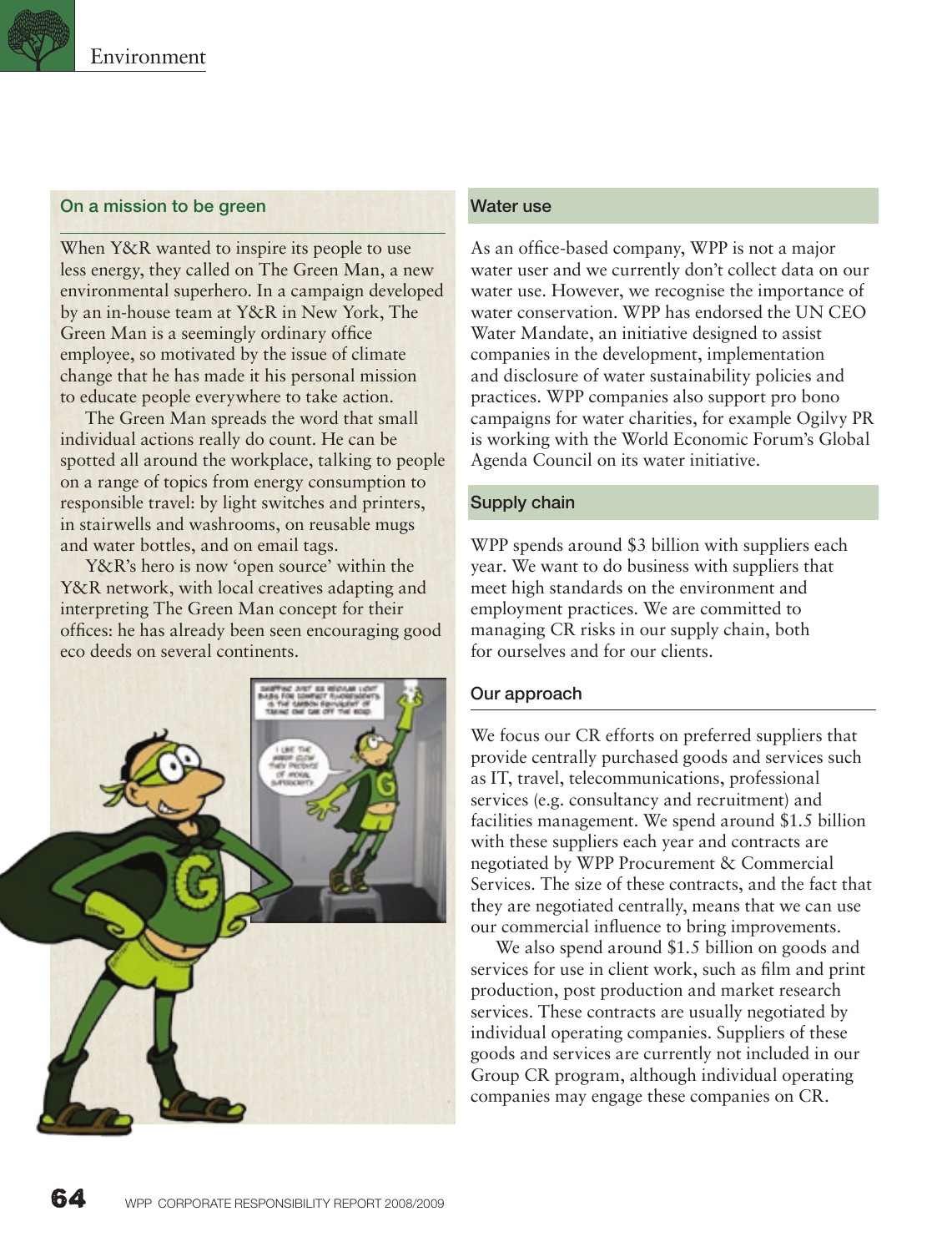## On a mission to be green

When Y&R wanted to inspire its people to use less energy, they called on The Green Man, a new environmental superhero. In a campaign developed by an in-house team at Y&R in New York, The Green Man is a seemingly ordinary office employee, so motivated by the issue of climate change that he has made it his personal mission to educate people everywhere to take action.

The Green Man spreads the word that small individual actions really do count. He can be spotted all around the workplace, talking to people on a range of topics from energy consumption to responsible travel: by light switches and printers, in stairwells and washrooms, on reusable mugs and water bottles, and on email tags.

Y&R's hero is now 'open source' within the Y&R network, with local creatives adapting and interpreting The Green Man concept for their offices: he has already been seen encouraging good eco deeds on several continents.

## Water use

As an office-based company, WPP is not a major water user and we currently don't collect data on our water use. However, we recognise the importance of water conservation. WPP has endorsed the UN CEO Water Mandate, an initiative designed to assist companies in the development, implementation and disclosure of water sustainability policies and practices. WPP companies also support pro bono campaigns for water charities, for example Ogilvy PR is working with the World Economic Forum's Global Agenda Council on its water initiative.

## Supply chain

WPP spends around $3 billion with suppliers each year. We want to do business with suppliers that meet high standards on the environment and employment practices. We are committed to managing CR risks in our supply chain, both for ourselves and for our clients.

### Our approach

We focus our CR efforts on preferred suppliers that provide centrally purchased goods and services such as IT, travel, telecommunications, professional services (e.g. consultancy and recruitment) and facilities management. We spend around $1.5 billion with these suppliers each year and contracts are negotiated by WPP Procurement & Commercial Services. The size of these contracts, and the fact that they are negotiated centrally, means that we can use our commercial influence to bring improvements.

We also spend around $1.5 billion on goods and services for use in client work, such as film and print production, post production and market research services. These contracts are usually negotiated by individual operating companies. Suppliers of these goods and services are currently not included in our Group CR program, although individual operating companies may engage these companies on CR.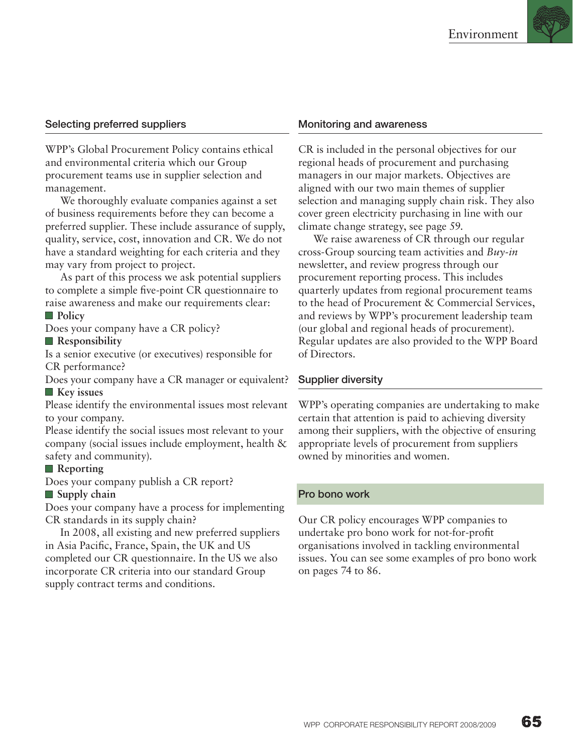## Selecting preferred suppliers

WPP's Global Procurement Policy contains ethical and environmental criteria which our Group procurement teams use in supplier selection and management.

We thoroughly evaluate companies against a set of business requirements before they can become a preferred supplier. These include assurance of supply, quality, service, cost, innovation and CR. We do not have a standard weighting for each criteria and they may vary from project to project.

As part of this process we ask potential suppliers to complete a simple five-point CR questionnaire to raise awareness and make our requirements clear:

- **Policy**

Does your company have a CR policy?

- **Responsibility**

Is a senior executive (or executives) responsible for CR performance?

Does your company have a CR manager or equivalent?

- **Key issues**

Please identify the environmental issues most relevant to your company.

Please identify the social issues most relevant to your company (social issues include employment, health & safety and community).

- **Reporting**

Does your company publish a CR report?

- **Supply chain**

Does your company have a process for implementing CR standards in its supply chain?

In 2008, all existing and new preferred suppliers in Asia Pacific, France, Spain, the UK and US completed our CR questionnaire. In the US we also incorporate CR criteria into our standard Group supply contract terms and conditions.

## Monitoring and awareness

CR is included in the personal objectives for our regional heads of procurement and purchasing managers in our major markets. Objectives are aligned with our two main themes of supplier selection and managing supply chain risk. They also cover green electricity purchasing in line with our climate change strategy, see page 59.

We raise awareness of CR through our regular cross-Group sourcing team activities and *Buy-in* newsletter, and review progress through our procurement reporting process. This includes quarterly updates from regional procurement teams to the head of Procurement & Commercial Services, and reviews by WPP's procurement leadership team (our global and regional heads of procurement). Regular updates are also provided to the WPP Board of Directors.

## Supplier diversity

WPP's operating companies are undertaking to make certain that attention is paid to achieving diversity among their suppliers, with the objective of ensuring appropriate levels of procurement from suppliers owned by minorities and women.

## Pro bono work

Our CR policy encourages WPP companies to undertake pro bono work for not-for-profit organisations involved in tackling environmental issues. You can see some examples of pro bono work on pages 74 to 86.